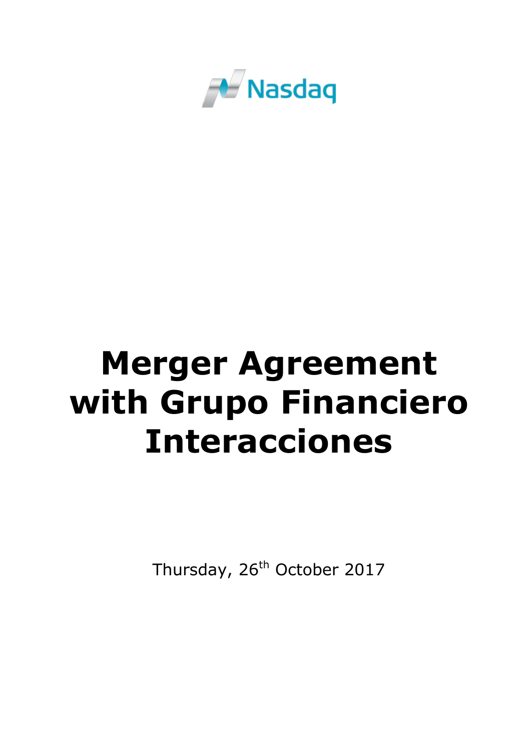Nasdaq

# Merger Agreement with Grupo Financiero Interacciones

Thursday, 26th October 2017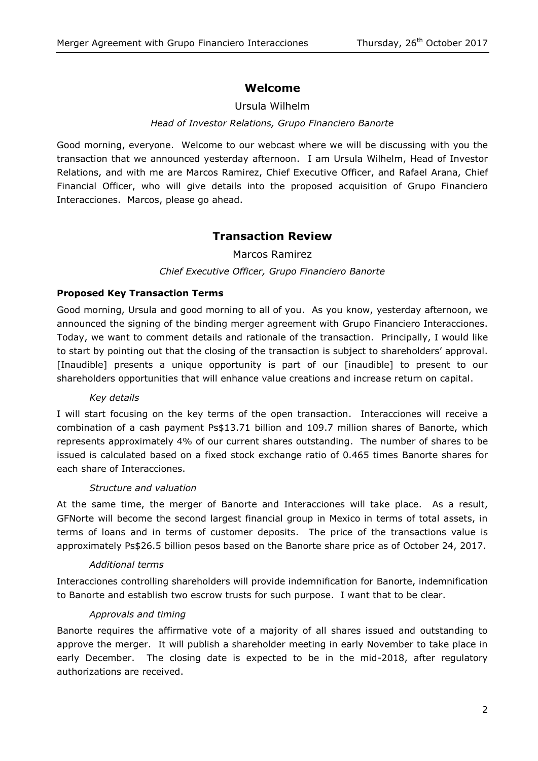## Welcome

Ursula Wilhelm

*Head of Investor Relations, Grupo Financiero Banorte*

Good morning, everyone. Welcome to our webcast where we will be discussing with you the transaction that we announced yesterday afternoon. I am Ursula Wilhelm, Head of Investor Relations, and with me are Marcos Ramirez, Chief Executive Officer, and Rafael Arana, Chief Financial Officer, who will give details into the proposed acquisition of Grupo Financiero Interacciones. Marcos, please go ahead.

## Transaction Review

Marcos Ramirez

*Chief Executive Officer, Grupo Financiero Banorte*

### Proposed Key Transaction Terms

Good morning, Ursula and good morning to all of you. As you know, yesterday afternoon, we announced the signing of the binding merger agreement with Grupo Financiero Interacciones. Today, we want to comment details and rationale of the transaction. Principally, I would like to start by pointing out that the closing of the transaction is subject to shareholders' approval. [Inaudible] presents a unique opportunity is part of our [inaudible] to present to our shareholders opportunities that will enhance value creations and increase return on capital.

*Key details*

I will start focusing on the key terms of the open transaction. Interacciones will receive a combination of a cash payment Ps$13.71 billion and 109.7 million shares of Banorte, which represents approximately 4% of our current shares outstanding. The number of shares to be issued is calculated based on a fixed stock exchange ratio of 0.465 times Banorte shares for each share of Interacciones.

*Structure and valuation*

At the same time, the merger of Banorte and Interacciones will take place. As a result, GFNorte will become the second largest financial group in Mexico in terms of total assets, in terms of loans and in terms of customer deposits. The price of the transactions value is approximately Ps$26.5 billion pesos based on the Banorte share price as of October 24, 2017.

*Additional terms*

Interacciones controlling shareholders will provide indemnification for Banorte, indemnification to Banorte and establish two escrow trusts for such purpose. I want that to be clear.

*Approvals and timing*

Banorte requires the affirmative vote of a majority of all shares issued and outstanding to approve the merger. It will publish a shareholder meeting in early November to take place in early December. The closing date is expected to be in the mid-2018, after regulatory authorizations are received.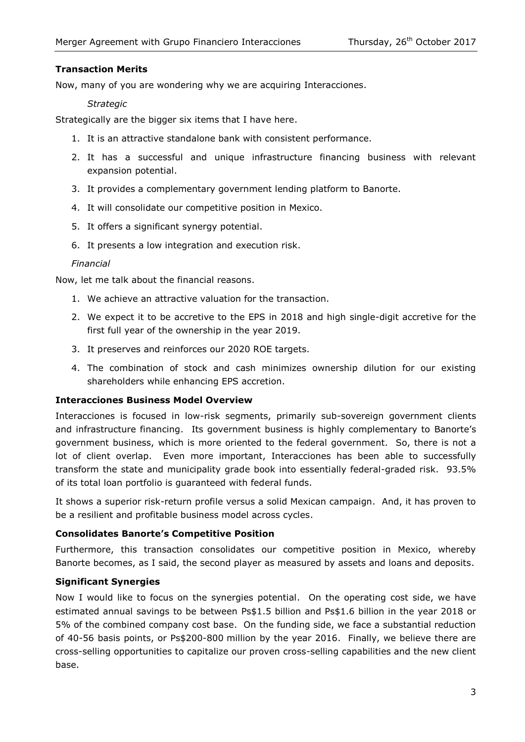**Transaction Merits**

Now, many of you are wondering why we are acquiring Interacciones.

*Strategic*

Strategically are the bigger six items that I have here.

1. It is an attractive standalone bank with consistent performance.
2. It has a successful and unique infrastructure financing business with relevant expansion potential.
3. It provides a complementary government lending platform to Banorte.
4. It will consolidate our competitive position in Mexico.
5. It offers a significant synergy potential.
6. It presents a low integration and execution risk.

*Financial*

Now, let me talk about the financial reasons.

1. We achieve an attractive valuation for the transaction.
2. We expect it to be accretive to the EPS in 2018 and high single-digit accretive for the first full year of the ownership in the year 2019.
3. It preserves and reinforces our 2020 ROE targets.
4. The combination of stock and cash minimizes ownership dilution for our existing shareholders while enhancing EPS accretion.

**Interacciones Business Model Overview**

Interacciones is focused in low-risk segments, primarily sub-sovereign government clients and infrastructure financing. Its government business is highly complementary to Banorte's government business, which is more oriented to the federal government. So, there is not a lot of client overlap. Even more important, Interacciones has been able to successfully transform the state and municipality grade book into essentially federal-graded risk. 93.5% of its total loan portfolio is guaranteed with federal funds.

It shows a superior risk-return profile versus a solid Mexican campaign. And, it has proven to be a resilient and profitable business model across cycles.

**Consolidates Banorte's Competitive Position**

Furthermore, this transaction consolidates our competitive position in Mexico, whereby Banorte becomes, as I said, the second player as measured by assets and loans and deposits.

**Significant Synergies**

Now I would like to focus on the synergies potential. On the operating cost side, we have estimated annual savings to be between Ps$1.5 billion and Ps$1.6 billion in the year 2018 or 5% of the combined company cost base. On the funding side, we face a substantial reduction of 40-56 basis points, or Ps$200-800 million by the year 2016. Finally, we believe there are cross-selling opportunities to capitalize our proven cross-selling capabilities and the new client base.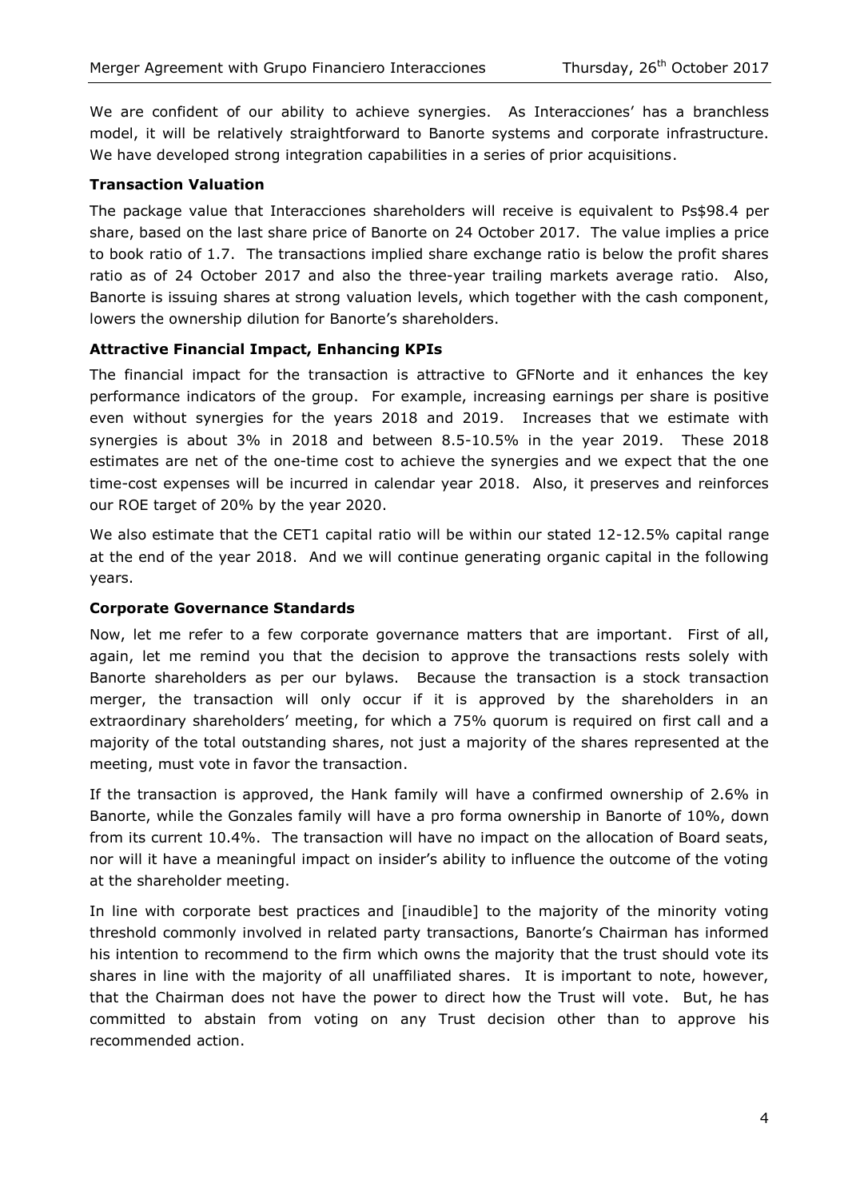We are confident of our ability to achieve synergies. As Interacciones' has a branchless model, it will be relatively straightforward to Banorte systems and corporate infrastructure. We have developed strong integration capabilities in a series of prior acquisitions.

**Transaction Valuation**

The package value that Interacciones shareholders will receive is equivalent to Ps$98.4 per share, based on the last share price of Banorte on 24 October 2017. The value implies a price to book ratio of 1.7. The transactions implied share exchange ratio is below the profit shares ratio as of 24 October 2017 and also the three-year trailing markets average ratio. Also, Banorte is issuing shares at strong valuation levels, which together with the cash component, lowers the ownership dilution for Banorte's shareholders.

**Attractive Financial Impact, Enhancing KPIs**

The financial impact for the transaction is attractive to GFNorte and it enhances the key performance indicators of the group. For example, increasing earnings per share is positive even without synergies for the years 2018 and 2019. Increases that we estimate with synergies is about 3% in 2018 and between 8.5-10.5% in the year 2019. These 2018 estimates are net of the one-time cost to achieve the synergies and we expect that the one time-cost expenses will be incurred in calendar year 2018. Also, it preserves and reinforces our ROE target of 20% by the year 2020.

We also estimate that the CET1 capital ratio will be within our stated 12-12.5% capital range at the end of the year 2018. And we will continue generating organic capital in the following years.

**Corporate Governance Standards**

Now, let me refer to a few corporate governance matters that are important. First of all, again, let me remind you that the decision to approve the transactions rests solely with Banorte shareholders as per our bylaws. Because the transaction is a stock transaction merger, the transaction will only occur if it is approved by the shareholders in an extraordinary shareholders' meeting, for which a 75% quorum is required on first call and a majority of the total outstanding shares, not just a majority of the shares represented at the meeting, must vote in favor the transaction.

If the transaction is approved, the Hank family will have a confirmed ownership of 2.6% in Banorte, while the Gonzales family will have a pro forma ownership in Banorte of 10%, down from its current 10.4%. The transaction will have no impact on the allocation of Board seats, nor will it have a meaningful impact on insider's ability to influence the outcome of the voting at the shareholder meeting.

In line with corporate best practices and [inaudible] to the majority of the minority voting threshold commonly involved in related party transactions, Banorte's Chairman has informed his intention to recommend to the firm which owns the majority that the trust should vote its shares in line with the majority of all unaffiliated shares. It is important to note, however, that the Chairman does not have the power to direct how the Trust will vote. But, he has committed to abstain from voting on any Trust decision other than to approve his recommended action.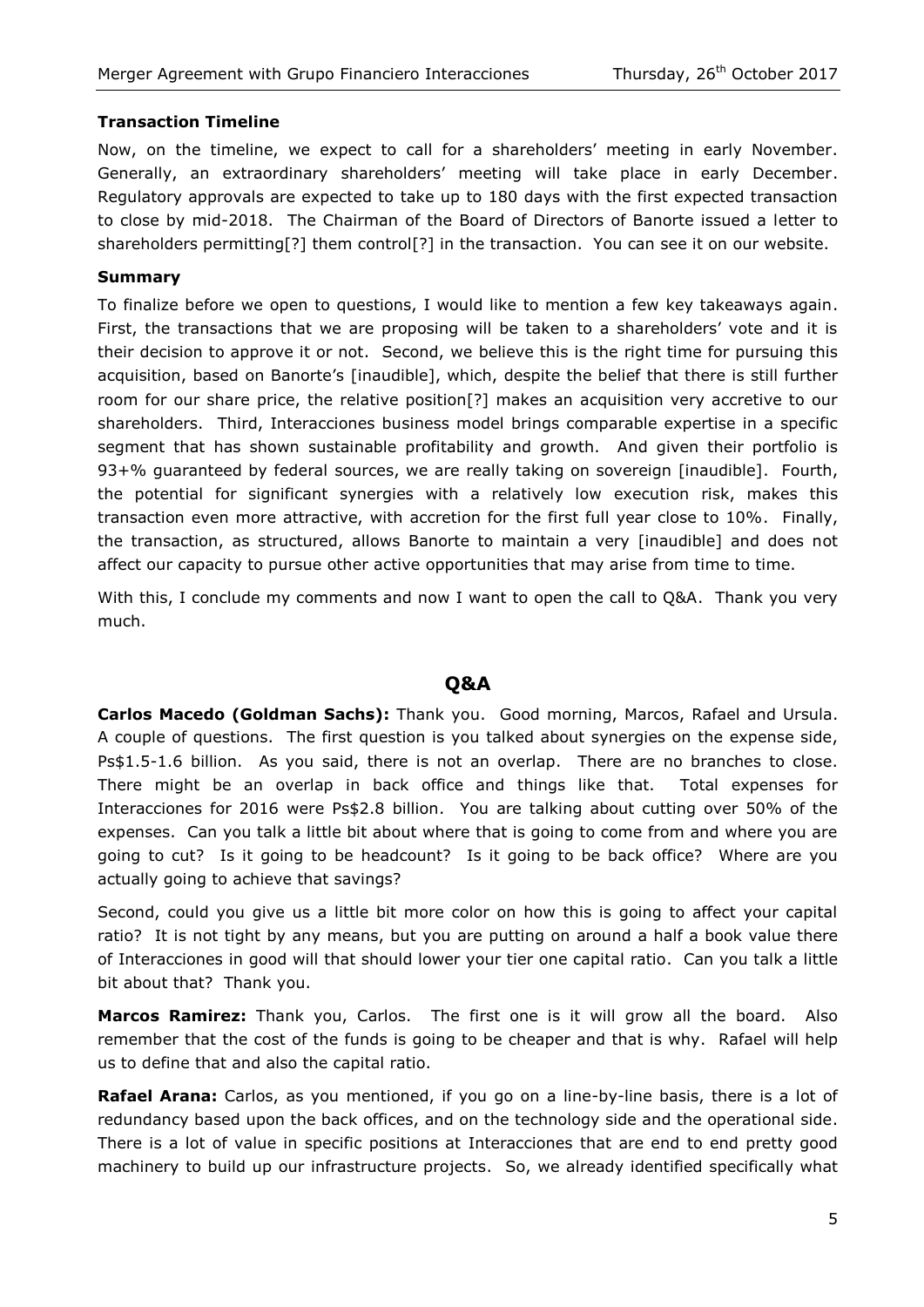**Transaction Timeline**

Now, on the timeline, we expect to call for a shareholders' meeting in early November. Generally, an extraordinary shareholders' meeting will take place in early December. Regulatory approvals are expected to take up to 180 days with the first expected transaction to close by mid-2018. The Chairman of the Board of Directors of Banorte issued a letter to shareholders permitting[?] them control[?] in the transaction. You can see it on our website.

**Summary**

To finalize before we open to questions, I would like to mention a few key takeaways again. First, the transactions that we are proposing will be taken to a shareholders' vote and it is their decision to approve it or not. Second, we believe this is the right time for pursuing this acquisition, based on Banorte's [inaudible], which, despite the belief that there is still further room for our share price, the relative position[?] makes an acquisition very accretive to our shareholders. Third, Interacciones business model brings comparable expertise in a specific segment that has shown sustainable profitability and growth. And given their portfolio is 93+% guaranteed by federal sources, we are really taking on sovereign [inaudible]. Fourth, the potential for significant synergies with a relatively low execution risk, makes this transaction even more attractive, with accretion for the first full year close to 10%. Finally, the transaction, as structured, allows Banorte to maintain a very [inaudible] and does not affect our capacity to pursue other active opportunities that may arise from time to time.

With this, I conclude my comments and now I want to open the call to Q&A. Thank you very much.

## Q&A

**Carlos Macedo (Goldman Sachs):** Thank you. Good morning, Marcos, Rafael and Ursula. A couple of questions. The first question is you talked about synergies on the expense side, Ps$1.5-1.6 billion. As you said, there is not an overlap. There are no branches to close. There might be an overlap in back office and things like that. Total expenses for Interacciones for 2016 were Ps$2.8 billion. You are talking about cutting over 50% of the expenses. Can you talk a little bit about where that is going to come from and where you are going to cut? Is it going to be headcount? Is it going to be back office? Where are you actually going to achieve that savings?

Second, could you give us a little bit more color on how this is going to affect your capital ratio? It is not tight by any means, but you are putting on around a half a book value there of Interacciones in good will that should lower your tier one capital ratio. Can you talk a little bit about that? Thank you.

**Marcos Ramirez:** Thank you, Carlos. The first one is it will grow all the board. Also remember that the cost of the funds is going to be cheaper and that is why. Rafael will help us to define that and also the capital ratio.

**Rafael Arana:** Carlos, as you mentioned, if you go on a line-by-line basis, there is a lot of redundancy based upon the back offices, and on the technology side and the operational side. There is a lot of value in specific positions at Interacciones that are end to end pretty good machinery to build up our infrastructure projects. So, we already identified specifically what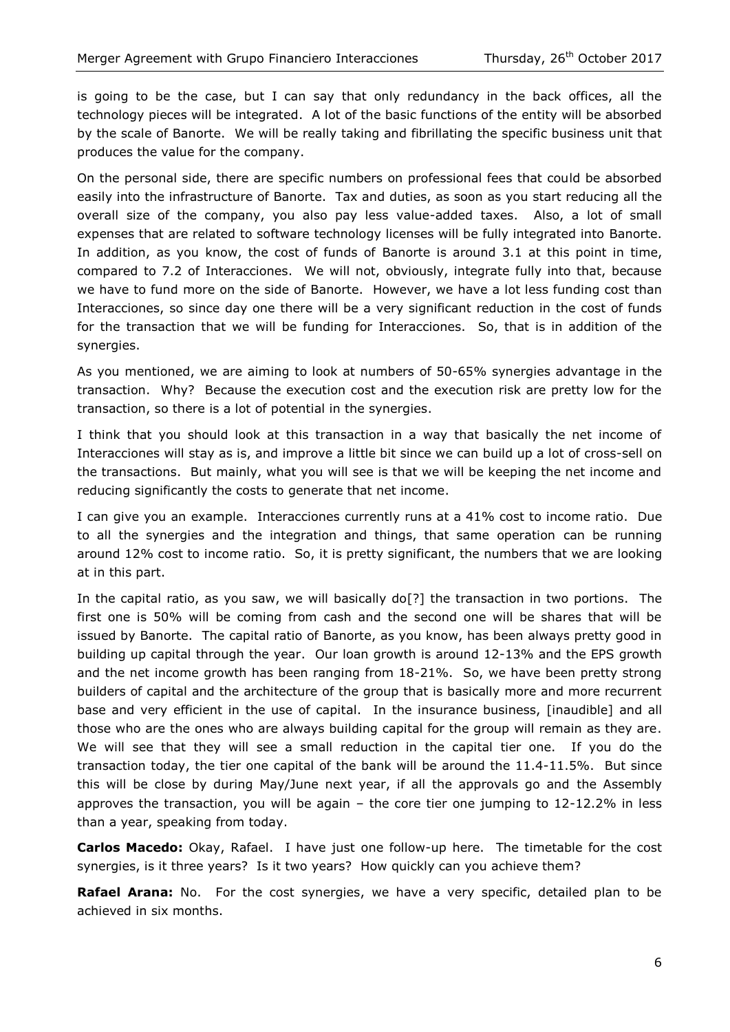is going to be the case, but I can say that only redundancy in the back offices, all the technology pieces will be integrated. A lot of the basic functions of the entity will be absorbed by the scale of Banorte. We will be really taking and fibrillating the specific business unit that produces the value for the company.

On the personal side, there are specific numbers on professional fees that could be absorbed easily into the infrastructure of Banorte. Tax and duties, as soon as you start reducing all the overall size of the company, you also pay less value-added taxes. Also, a lot of small expenses that are related to software technology licenses will be fully integrated into Banorte. In addition, as you know, the cost of funds of Banorte is around 3.1 at this point in time, compared to 7.2 of Interacciones. We will not, obviously, integrate fully into that, because we have to fund more on the side of Banorte. However, we have a lot less funding cost than Interacciones, so since day one there will be a very significant reduction in the cost of funds for the transaction that we will be funding for Interacciones. So, that is in addition of the synergies.

As you mentioned, we are aiming to look at numbers of 50-65% synergies advantage in the transaction. Why? Because the execution cost and the execution risk are pretty low for the transaction, so there is a lot of potential in the synergies.

I think that you should look at this transaction in a way that basically the net income of Interacciones will stay as is, and improve a little bit since we can build up a lot of cross-sell on the transactions. But mainly, what you will see is that we will be keeping the net income and reducing significantly the costs to generate that net income.

I can give you an example. Interacciones currently runs at a 41% cost to income ratio. Due to all the synergies and the integration and things, that same operation can be running around 12% cost to income ratio. So, it is pretty significant, the numbers that we are looking at in this part.

In the capital ratio, as you saw, we will basically do[?] the transaction in two portions. The first one is 50% will be coming from cash and the second one will be shares that will be issued by Banorte. The capital ratio of Banorte, as you know, has been always pretty good in building up capital through the year. Our loan growth is around 12-13% and the EPS growth and the net income growth has been ranging from 18-21%. So, we have been pretty strong builders of capital and the architecture of the group that is basically more and more recurrent base and very efficient in the use of capital. In the insurance business, [inaudible] and all those who are the ones who are always building capital for the group will remain as they are. We will see that they will see a small reduction in the capital tier one. If you do the transaction today, the tier one capital of the bank will be around the 11.4-11.5%. But since this will be close by during May/June next year, if all the approvals go and the Assembly approves the transaction, you will be again – the core tier one jumping to 12-12.2% in less than a year, speaking from today.

**Carlos Macedo:** Okay, Rafael. I have just one follow-up here. The timetable for the cost synergies, is it three years? Is it two years? How quickly can you achieve them?

**Rafael Arana:** No. For the cost synergies, we have a very specific, detailed plan to be achieved in six months.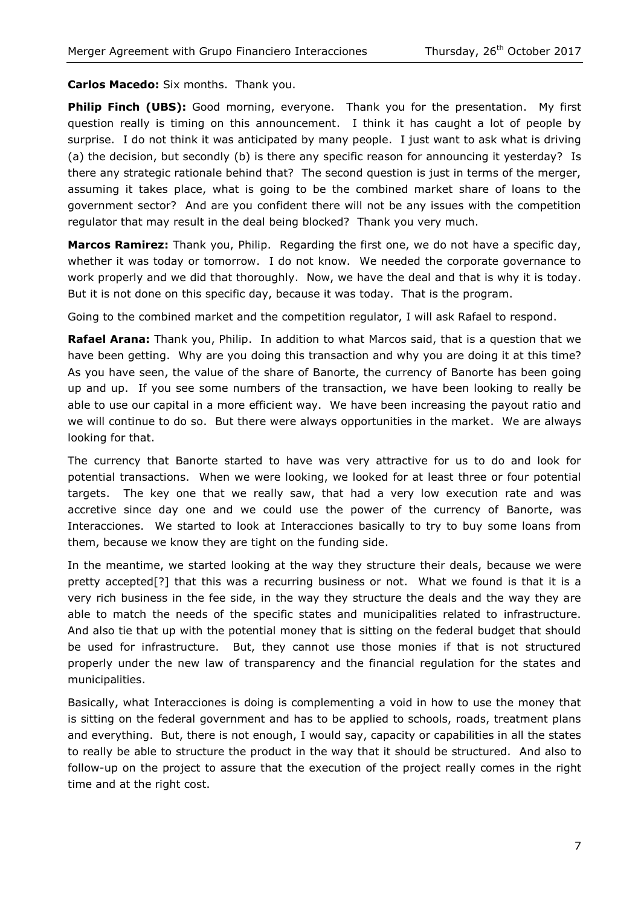**Carlos Macedo:** Six months. Thank you.

**Philip Finch (UBS):** Good morning, everyone. Thank you for the presentation. My first question really is timing on this announcement. I think it has caught a lot of people by surprise. I do not think it was anticipated by many people. I just want to ask what is driving (a) the decision, but secondly (b) is there any specific reason for announcing it yesterday? Is there any strategic rationale behind that? The second question is just in terms of the merger, assuming it takes place, what is going to be the combined market share of loans to the government sector? And are you confident there will not be any issues with the competition regulator that may result in the deal being blocked? Thank you very much.

**Marcos Ramirez:** Thank you, Philip. Regarding the first one, we do not have a specific day, whether it was today or tomorrow. I do not know. We needed the corporate governance to work properly and we did that thoroughly. Now, we have the deal and that is why it is today. But it is not done on this specific day, because it was today. That is the program.

Going to the combined market and the competition regulator, I will ask Rafael to respond.

**Rafael Arana:** Thank you, Philip. In addition to what Marcos said, that is a question that we have been getting. Why are you doing this transaction and why you are doing it at this time? As you have seen, the value of the share of Banorte, the currency of Banorte has been going up and up. If you see some numbers of the transaction, we have been looking to really be able to use our capital in a more efficient way. We have been increasing the payout ratio and we will continue to do so. But there were always opportunities in the market. We are always looking for that.

The currency that Banorte started to have was very attractive for us to do and look for potential transactions. When we were looking, we looked for at least three or four potential targets. The key one that we really saw, that had a very low execution rate and was accretive since day one and we could use the power of the currency of Banorte, was Interacciones. We started to look at Interacciones basically to try to buy some loans from them, because we know they are tight on the funding side.

In the meantime, we started looking at the way they structure their deals, because we were pretty accepted[?] that this was a recurring business or not. What we found is that it is a very rich business in the fee side, in the way they structure the deals and the way they are able to match the needs of the specific states and municipalities related to infrastructure. And also tie that up with the potential money that is sitting on the federal budget that should be used for infrastructure. But, they cannot use those monies if that is not structured properly under the new law of transparency and the financial regulation for the states and municipalities.

Basically, what Interacciones is doing is complementing a void in how to use the money that is sitting on the federal government and has to be applied to schools, roads, treatment plans and everything. But, there is not enough, I would say, capacity or capabilities in all the states to really be able to structure the product in the way that it should be structured. And also to follow-up on the project to assure that the execution of the project really comes in the right time and at the right cost.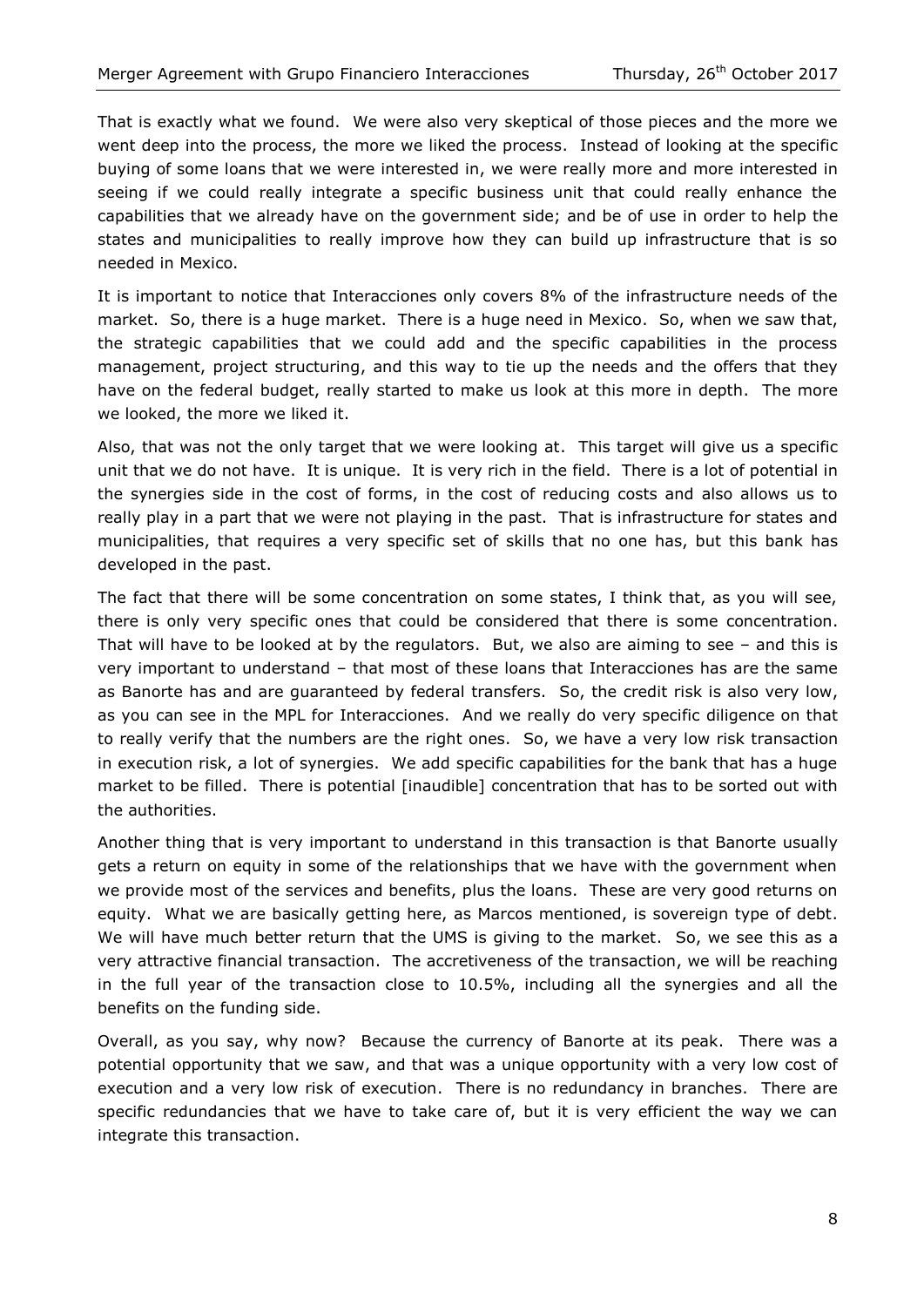That is exactly what we found. We were also very skeptical of those pieces and the more we went deep into the process, the more we liked the process. Instead of looking at the specific buying of some loans that we were interested in, we were really more and more interested in seeing if we could really integrate a specific business unit that could really enhance the capabilities that we already have on the government side; and be of use in order to help the states and municipalities to really improve how they can build up infrastructure that is so needed in Mexico.

It is important to notice that Interacciones only covers 8% of the infrastructure needs of the market. So, there is a huge market. There is a huge need in Mexico. So, when we saw that, the strategic capabilities that we could add and the specific capabilities in the process management, project structuring, and this way to tie up the needs and the offers that they have on the federal budget, really started to make us look at this more in depth. The more we looked, the more we liked it.

Also, that was not the only target that we were looking at. This target will give us a specific unit that we do not have. It is unique. It is very rich in the field. There is a lot of potential in the synergies side in the cost of forms, in the cost of reducing costs and also allows us to really play in a part that we were not playing in the past. That is infrastructure for states and municipalities, that requires a very specific set of skills that no one has, but this bank has developed in the past.

The fact that there will be some concentration on some states, I think that, as you will see, there is only very specific ones that could be considered that there is some concentration. That will have to be looked at by the regulators. But, we also are aiming to see – and this is very important to understand – that most of these loans that Interacciones has are the same as Banorte has and are guaranteed by federal transfers. So, the credit risk is also very low, as you can see in the MPL for Interacciones. And we really do very specific diligence on that to really verify that the numbers are the right ones. So, we have a very low risk transaction in execution risk, a lot of synergies. We add specific capabilities for the bank that has a huge market to be filled. There is potential [inaudible] concentration that has to be sorted out with the authorities.

Another thing that is very important to understand in this transaction is that Banorte usually gets a return on equity in some of the relationships that we have with the government when we provide most of the services and benefits, plus the loans. These are very good returns on equity. What we are basically getting here, as Marcos mentioned, is sovereign type of debt. We will have much better return that the UMS is giving to the market. So, we see this as a very attractive financial transaction. The accretiveness of the transaction, we will be reaching in the full year of the transaction close to 10.5%, including all the synergies and all the benefits on the funding side.

Overall, as you say, why now? Because the currency of Banorte at its peak. There was a potential opportunity that we saw, and that was a unique opportunity with a very low cost of execution and a very low risk of execution. There is no redundancy in branches. There are specific redundancies that we have to take care of, but it is very efficient the way we can integrate this transaction.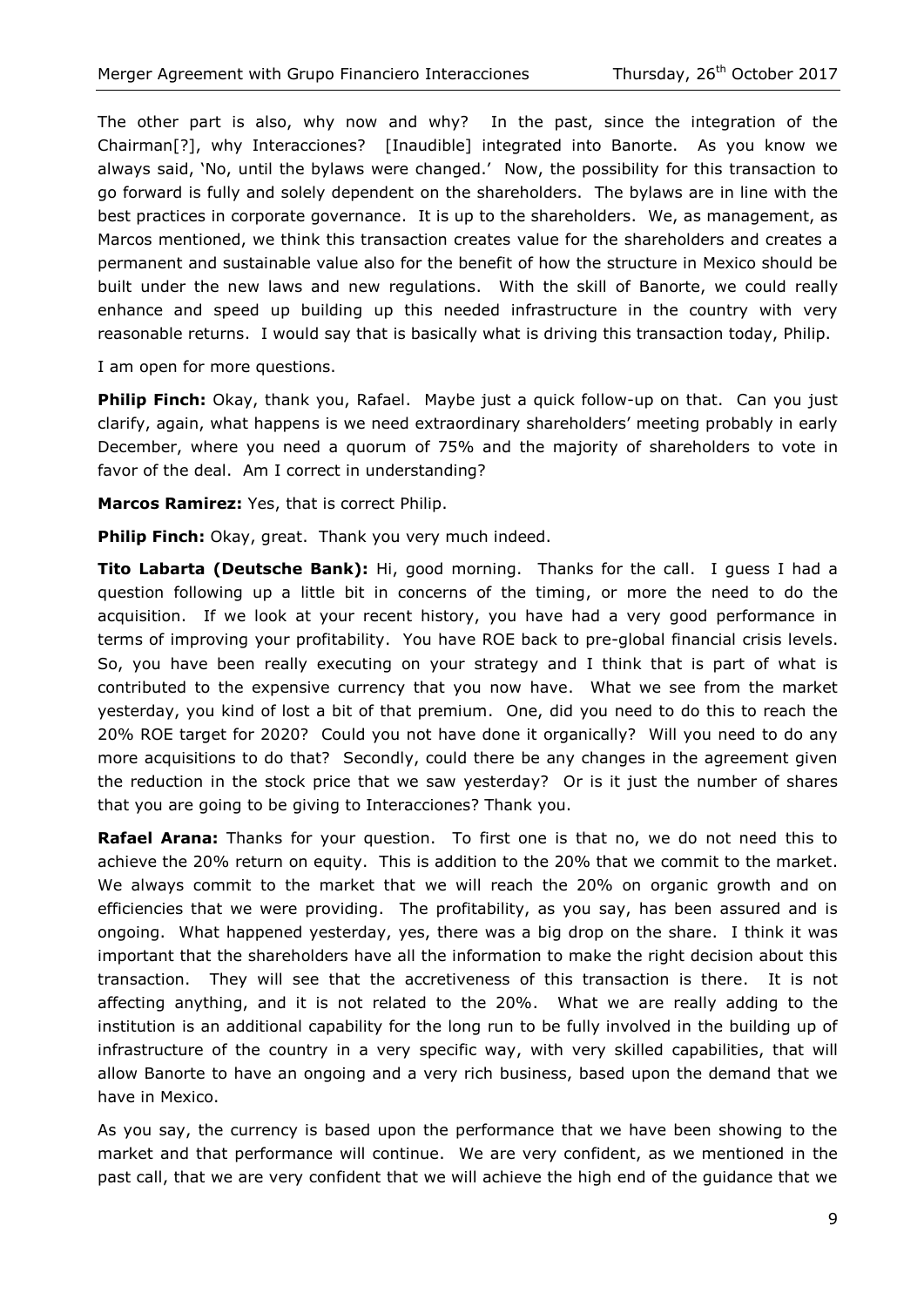The other part is also, why now and why? In the past, since the integration of the Chairman[?], why Interacciones? [Inaudible] integrated into Banorte. As you know we always said, 'No, until the bylaws were changed.' Now, the possibility for this transaction to go forward is fully and solely dependent on the shareholders. The bylaws are in line with the best practices in corporate governance. It is up to the shareholders. We, as management, as Marcos mentioned, we think this transaction creates value for the shareholders and creates a permanent and sustainable value also for the benefit of how the structure in Mexico should be built under the new laws and new regulations. With the skill of Banorte, we could really enhance and speed up building up this needed infrastructure in the country with very reasonable returns. I would say that is basically what is driving this transaction today, Philip.

I am open for more questions.

**Philip Finch:** Okay, thank you, Rafael. Maybe just a quick follow-up on that. Can you just clarify, again, what happens is we need extraordinary shareholders' meeting probably in early December, where you need a quorum of 75% and the majority of shareholders to vote in favor of the deal. Am I correct in understanding?

**Marcos Ramirez:** Yes, that is correct Philip.

**Philip Finch:** Okay, great. Thank you very much indeed.

**Tito Labarta (Deutsche Bank):** Hi, good morning. Thanks for the call. I guess I had a question following up a little bit in concerns of the timing, or more the need to do the acquisition. If we look at your recent history, you have had a very good performance in terms of improving your profitability. You have ROE back to pre-global financial crisis levels. So, you have been really executing on your strategy and I think that is part of what is contributed to the expensive currency that you now have. What we see from the market yesterday, you kind of lost a bit of that premium. One, did you need to do this to reach the 20% ROE target for 2020? Could you not have done it organically? Will you need to do any more acquisitions to do that? Secondly, could there be any changes in the agreement given the reduction in the stock price that we saw yesterday? Or is it just the number of shares that you are going to be giving to Interacciones? Thank you.

**Rafael Arana:** Thanks for your question. To first one is that no, we do not need this to achieve the 20% return on equity. This is addition to the 20% that we commit to the market. We always commit to the market that we will reach the 20% on organic growth and on efficiencies that we were providing. The profitability, as you say, has been assured and is ongoing. What happened yesterday, yes, there was a big drop on the share. I think it was important that the shareholders have all the information to make the right decision about this transaction. They will see that the accretiveness of this transaction is there. It is not affecting anything, and it is not related to the 20%. What we are really adding to the institution is an additional capability for the long run to be fully involved in the building up of infrastructure of the country in a very specific way, with very skilled capabilities, that will allow Banorte to have an ongoing and a very rich business, based upon the demand that we have in Mexico.

As you say, the currency is based upon the performance that we have been showing to the market and that performance will continue. We are very confident, as we mentioned in the past call, that we are very confident that we will achieve the high end of the guidance that we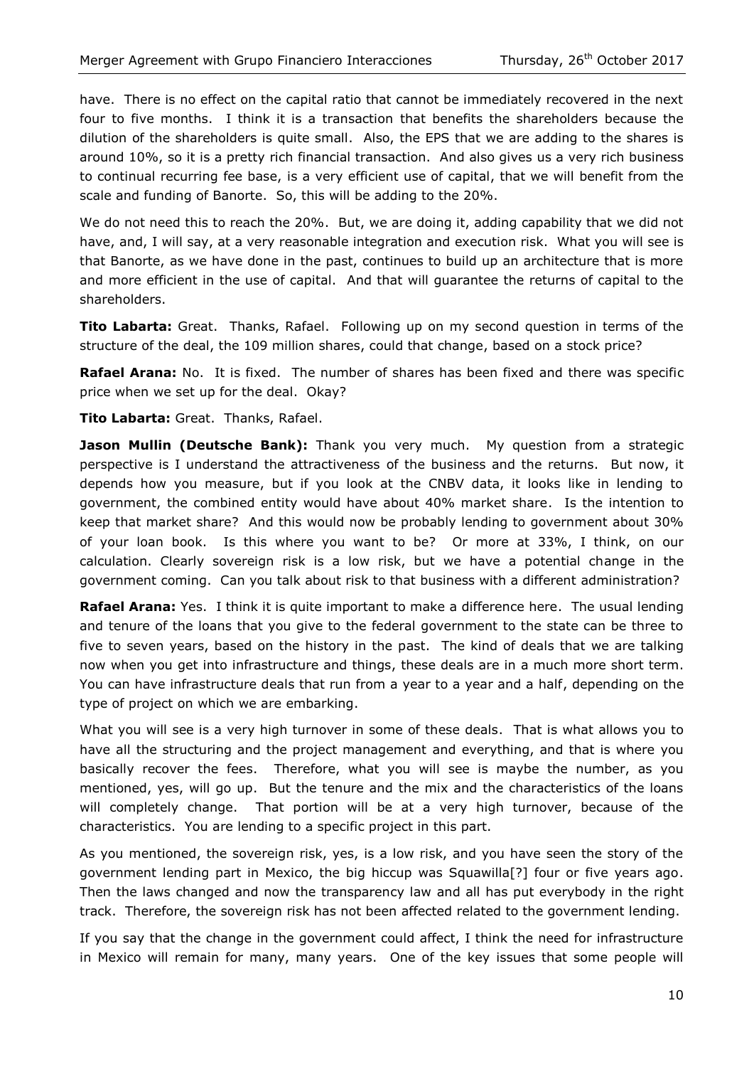have. There is no effect on the capital ratio that cannot be immediately recovered in the next four to five months. I think it is a transaction that benefits the shareholders because the dilution of the shareholders is quite small. Also, the EPS that we are adding to the shares is around 10%, so it is a pretty rich financial transaction. And also gives us a very rich business to continual recurring fee base, is a very efficient use of capital, that we will benefit from the scale and funding of Banorte. So, this will be adding to the 20%.

We do not need this to reach the 20%. But, we are doing it, adding capability that we did not have, and, I will say, at a very reasonable integration and execution risk. What you will see is that Banorte, as we have done in the past, continues to build up an architecture that is more and more efficient in the use of capital. And that will guarantee the returns of capital to the shareholders.

**Tito Labarta:** Great. Thanks, Rafael. Following up on my second question in terms of the structure of the deal, the 109 million shares, could that change, based on a stock price?

**Rafael Arana:** No. It is fixed. The number of shares has been fixed and there was specific price when we set up for the deal. Okay?

**Tito Labarta:** Great. Thanks, Rafael.

**Jason Mullin (Deutsche Bank):** Thank you very much. My question from a strategic perspective is I understand the attractiveness of the business and the returns. But now, it depends how you measure, but if you look at the CNBV data, it looks like in lending to government, the combined entity would have about 40% market share. Is the intention to keep that market share? And this would now be probably lending to government about 30% of your loan book. Is this where you want to be? Or more at 33%, I think, on our calculation. Clearly sovereign risk is a low risk, but we have a potential change in the government coming. Can you talk about risk to that business with a different administration?

**Rafael Arana:** Yes. I think it is quite important to make a difference here. The usual lending and tenure of the loans that you give to the federal government to the state can be three to five to seven years, based on the history in the past. The kind of deals that we are talking now when you get into infrastructure and things, these deals are in a much more short term. You can have infrastructure deals that run from a year to a year and a half, depending on the type of project on which we are embarking.

What you will see is a very high turnover in some of these deals. That is what allows you to have all the structuring and the project management and everything, and that is where you basically recover the fees. Therefore, what you will see is maybe the number, as you mentioned, yes, will go up. But the tenure and the mix and the characteristics of the loans will completely change. That portion will be at a very high turnover, because of the characteristics. You are lending to a specific project in this part.

As you mentioned, the sovereign risk, yes, is a low risk, and you have seen the story of the government lending part in Mexico, the big hiccup was Squawilla[?] four or five years ago. Then the laws changed and now the transparency law and all has put everybody in the right track. Therefore, the sovereign risk has not been affected related to the government lending.

If you say that the change in the government could affect, I think the need for infrastructure in Mexico will remain for many, many years. One of the key issues that some people will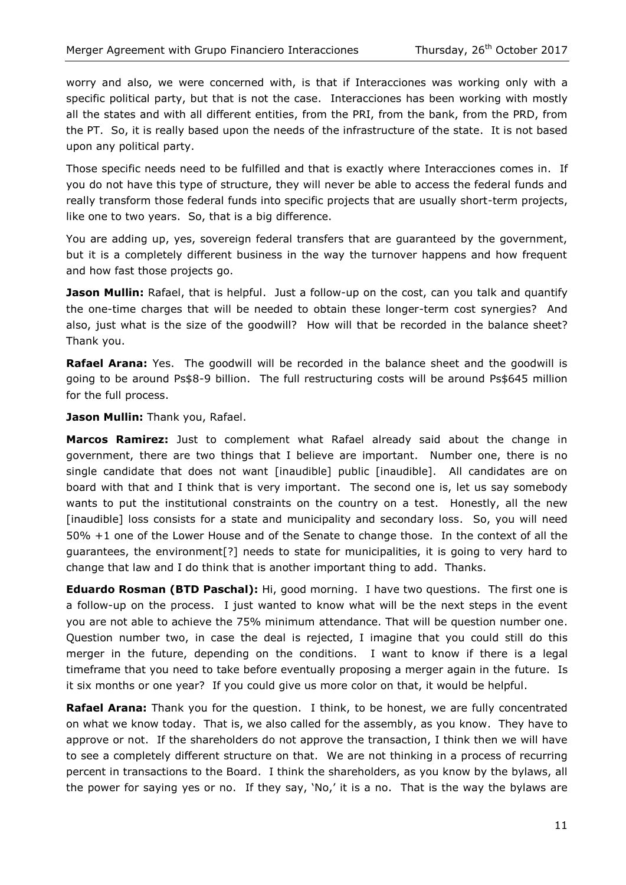worry and also, we were concerned with, is that if Interacciones was working only with a specific political party, but that is not the case. Interacciones has been working with mostly all the states and with all different entities, from the PRI, from the bank, from the PRD, from the PT. So, it is really based upon the needs of the infrastructure of the state. It is not based upon any political party.

Those specific needs need to be fulfilled and that is exactly where Interacciones comes in. If you do not have this type of structure, they will never be able to access the federal funds and really transform those federal funds into specific projects that are usually short-term projects, like one to two years. So, that is a big difference.

You are adding up, yes, sovereign federal transfers that are guaranteed by the government, but it is a completely different business in the way the turnover happens and how frequent and how fast those projects go.

**Jason Mullin:** Rafael, that is helpful. Just a follow-up on the cost, can you talk and quantify the one-time charges that will be needed to obtain these longer-term cost synergies? And also, just what is the size of the goodwill? How will that be recorded in the balance sheet? Thank you.

**Rafael Arana:** Yes. The goodwill will be recorded in the balance sheet and the goodwill is going to be around Ps$8-9 billion. The full restructuring costs will be around Ps$645 million for the full process.

**Jason Mullin:** Thank you, Rafael.

**Marcos Ramirez:** Just to complement what Rafael already said about the change in government, there are two things that I believe are important. Number one, there is no single candidate that does not want [inaudible] public [inaudible]. All candidates are on board with that and I think that is very important. The second one is, let us say somebody wants to put the institutional constraints on the country on a test. Honestly, all the new [inaudible] loss consists for a state and municipality and secondary loss. So, you will need 50% +1 one of the Lower House and of the Senate to change those. In the context of all the guarantees, the environment[?] needs to state for municipalities, it is going to very hard to change that law and I do think that is another important thing to add. Thanks.

**Eduardo Rosman (BTD Paschal):** Hi, good morning. I have two questions. The first one is a follow-up on the process. I just wanted to know what will be the next steps in the event you are not able to achieve the 75% minimum attendance. That will be question number one. Question number two, in case the deal is rejected, I imagine that you could still do this merger in the future, depending on the conditions. I want to know if there is a legal timeframe that you need to take before eventually proposing a merger again in the future. Is it six months or one year? If you could give us more color on that, it would be helpful.

**Rafael Arana:** Thank you for the question. I think, to be honest, we are fully concentrated on what we know today. That is, we also called for the assembly, as you know. They have to approve or not. If the shareholders do not approve the transaction, I think then we will have to see a completely different structure on that. We are not thinking in a process of recurring percent in transactions to the Board. I think the shareholders, as you know by the bylaws, all the power for saying yes or no. If they say, 'No,' it is a no. That is the way the bylaws are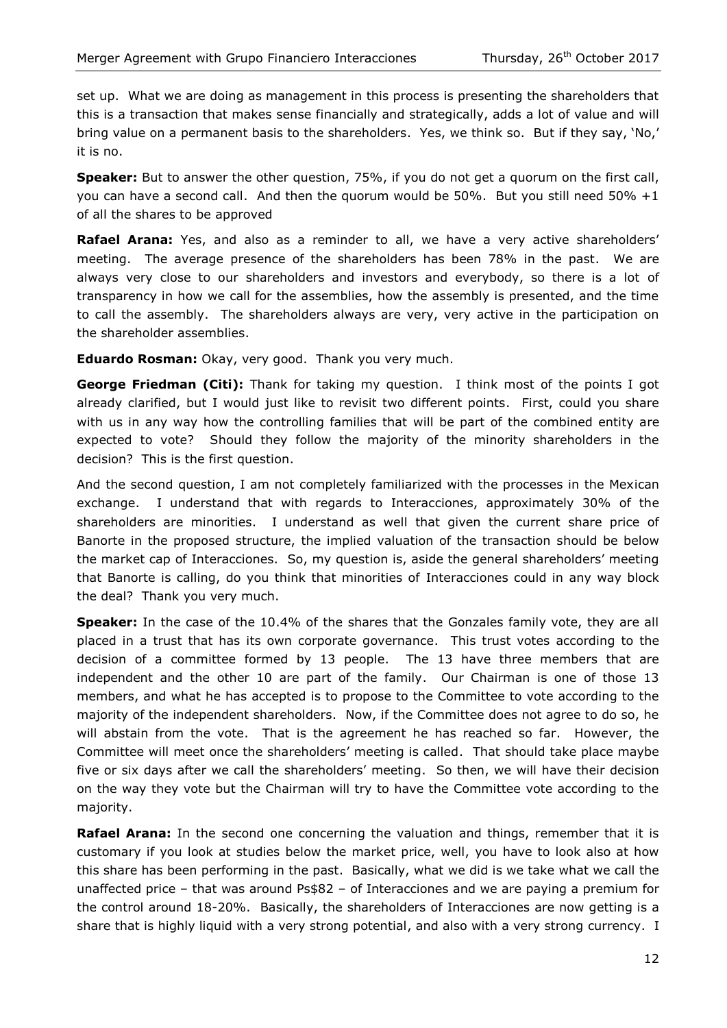set up. What we are doing as management in this process is presenting the shareholders that this is a transaction that makes sense financially and strategically, adds a lot of value and will bring value on a permanent basis to the shareholders. Yes, we think so. But if they say, 'No,' it is no.

**Speaker:** But to answer the other question, 75%, if you do not get a quorum on the first call, you can have a second call. And then the quorum would be 50%. But you still need 50% +1 of all the shares to be approved

**Rafael Arana:** Yes, and also as a reminder to all, we have a very active shareholders' meeting. The average presence of the shareholders has been 78% in the past. We are always very close to our shareholders and investors and everybody, so there is a lot of transparency in how we call for the assemblies, how the assembly is presented, and the time to call the assembly. The shareholders always are very, very active in the participation on the shareholder assemblies.

**Eduardo Rosman:** Okay, very good. Thank you very much.

**George Friedman (Citi):** Thank for taking my question. I think most of the points I got already clarified, but I would just like to revisit two different points. First, could you share with us in any way how the controlling families that will be part of the combined entity are expected to vote? Should they follow the majority of the minority shareholders in the decision? This is the first question.

And the second question, I am not completely familiarized with the processes in the Mexican exchange. I understand that with regards to Interacciones, approximately 30% of the shareholders are minorities. I understand as well that given the current share price of Banorte in the proposed structure, the implied valuation of the transaction should be below the market cap of Interacciones. So, my question is, aside the general shareholders' meeting that Banorte is calling, do you think that minorities of Interacciones could in any way block the deal? Thank you very much.

**Speaker:** In the case of the 10.4% of the shares that the Gonzales family vote, they are all placed in a trust that has its own corporate governance. This trust votes according to the decision of a committee formed by 13 people. The 13 have three members that are independent and the other 10 are part of the family. Our Chairman is one of those 13 members, and what he has accepted is to propose to the Committee to vote according to the majority of the independent shareholders. Now, if the Committee does not agree to do so, he will abstain from the vote. That is the agreement he has reached so far. However, the Committee will meet once the shareholders' meeting is called. That should take place maybe five or six days after we call the shareholders' meeting. So then, we will have their decision on the way they vote but the Chairman will try to have the Committee vote according to the majority.

**Rafael Arana:** In the second one concerning the valuation and things, remember that it is customary if you look at studies below the market price, well, you have to look also at how this share has been performing in the past. Basically, what we did is we take what we call the unaffected price – that was around Ps$82 – of Interacciones and we are paying a premium for the control around 18-20%. Basically, the shareholders of Interacciones are now getting is a share that is highly liquid with a very strong potential, and also with a very strong currency. I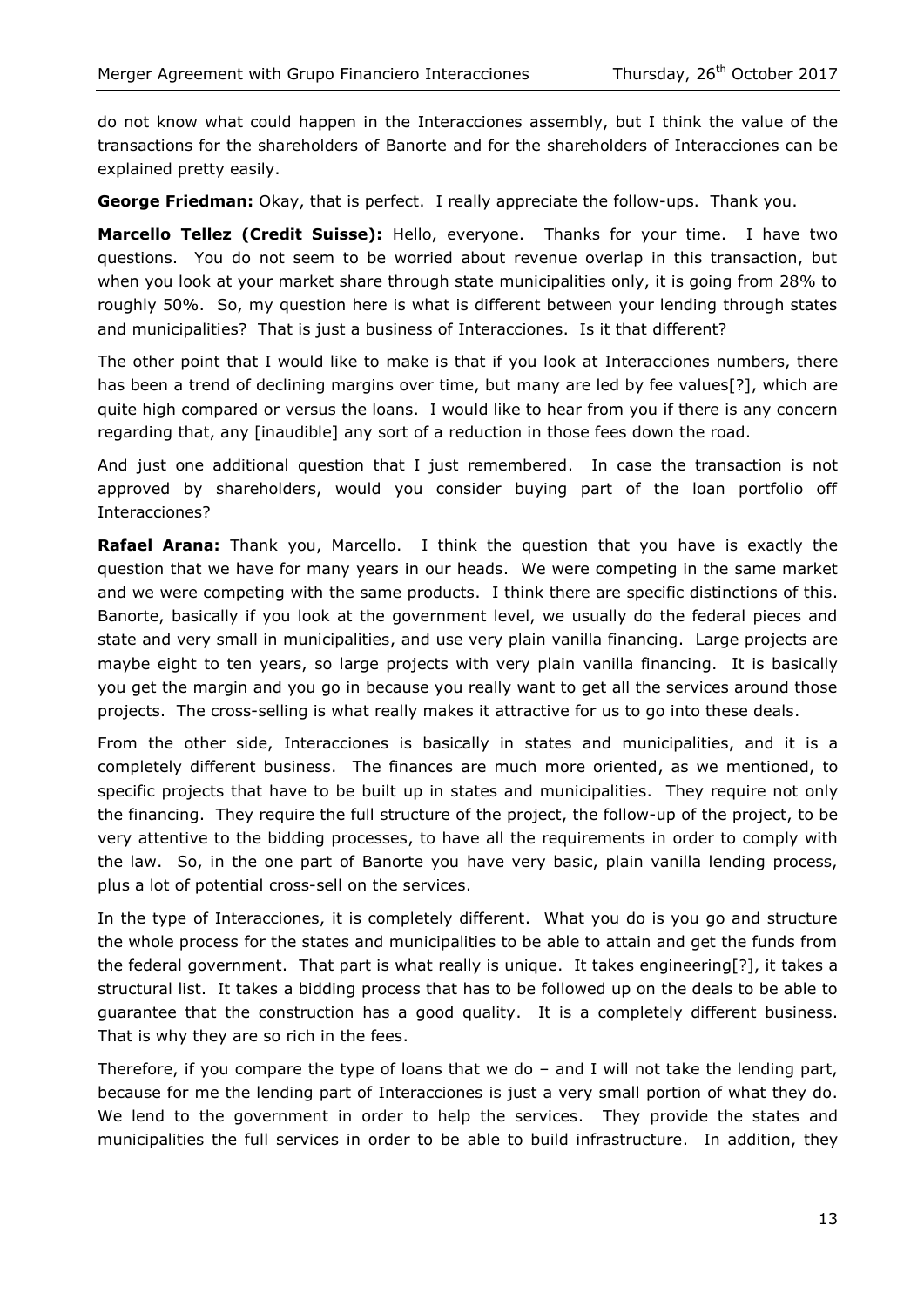do not know what could happen in the Interacciones assembly, but I think the value of the transactions for the shareholders of Banorte and for the shareholders of Interacciones can be explained pretty easily.

**George Friedman:** Okay, that is perfect. I really appreciate the follow-ups. Thank you.

**Marcello Tellez (Credit Suisse):** Hello, everyone. Thanks for your time. I have two questions. You do not seem to be worried about revenue overlap in this transaction, but when you look at your market share through state municipalities only, it is going from 28% to roughly 50%. So, my question here is what is different between your lending through states and municipalities? That is just a business of Interacciones. Is it that different?

The other point that I would like to make is that if you look at Interacciones numbers, there has been a trend of declining margins over time, but many are led by fee values[?], which are quite high compared or versus the loans. I would like to hear from you if there is any concern regarding that, any [inaudible] any sort of a reduction in those fees down the road.

And just one additional question that I just remembered. In case the transaction is not approved by shareholders, would you consider buying part of the loan portfolio off Interacciones?

**Rafael Arana:** Thank you, Marcello. I think the question that you have is exactly the question that we have for many years in our heads. We were competing in the same market and we were competing with the same products. I think there are specific distinctions of this. Banorte, basically if you look at the government level, we usually do the federal pieces and state and very small in municipalities, and use very plain vanilla financing. Large projects are maybe eight to ten years, so large projects with very plain vanilla financing. It is basically you get the margin and you go in because you really want to get all the services around those projects. The cross-selling is what really makes it attractive for us to go into these deals.

From the other side, Interacciones is basically in states and municipalities, and it is a completely different business. The finances are much more oriented, as we mentioned, to specific projects that have to be built up in states and municipalities. They require not only the financing. They require the full structure of the project, the follow-up of the project, to be very attentive to the bidding processes, to have all the requirements in order to comply with the law. So, in the one part of Banorte you have very basic, plain vanilla lending process, plus a lot of potential cross-sell on the services.

In the type of Interacciones, it is completely different. What you do is you go and structure the whole process for the states and municipalities to be able to attain and get the funds from the federal government. That part is what really is unique. It takes engineering[?], it takes a structural list. It takes a bidding process that has to be followed up on the deals to be able to guarantee that the construction has a good quality. It is a completely different business. That is why they are so rich in the fees.

Therefore, if you compare the type of loans that we do – and I will not take the lending part, because for me the lending part of Interacciones is just a very small portion of what they do. We lend to the government in order to help the services. They provide the states and municipalities the full services in order to be able to build infrastructure. In addition, they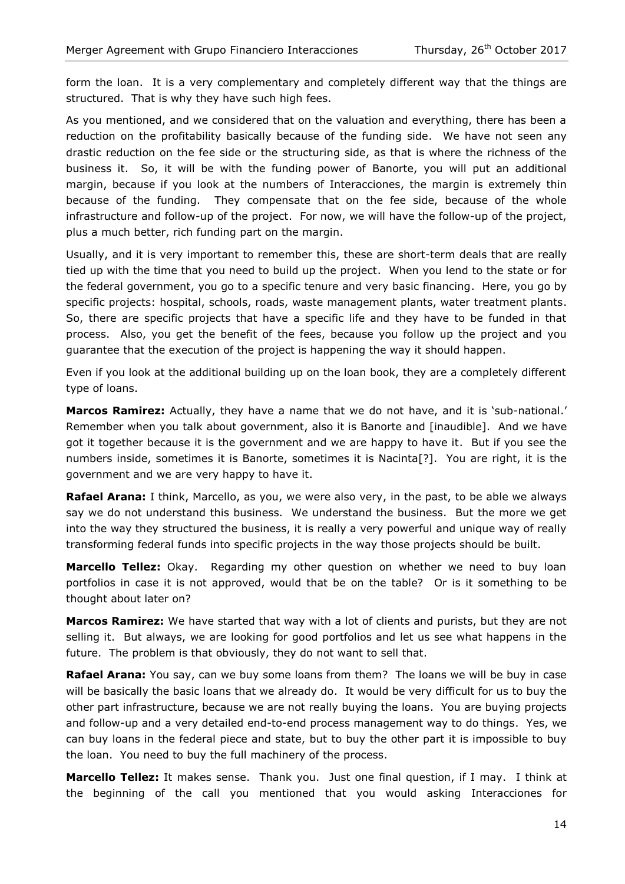form the loan. It is a very complementary and completely different way that the things are structured. That is why they have such high fees.

As you mentioned, and we considered that on the valuation and everything, there has been a reduction on the profitability basically because of the funding side. We have not seen any drastic reduction on the fee side or the structuring side, as that is where the richness of the business it. So, it will be with the funding power of Banorte, you will put an additional margin, because if you look at the numbers of Interacciones, the margin is extremely thin because of the funding. They compensate that on the fee side, because of the whole infrastructure and follow-up of the project. For now, we will have the follow-up of the project, plus a much better, rich funding part on the margin.

Usually, and it is very important to remember this, these are short-term deals that are really tied up with the time that you need to build up the project. When you lend to the state or for the federal government, you go to a specific tenure and very basic financing. Here, you go by specific projects: hospital, schools, roads, waste management plants, water treatment plants. So, there are specific projects that have a specific life and they have to be funded in that process. Also, you get the benefit of the fees, because you follow up the project and you guarantee that the execution of the project is happening the way it should happen.

Even if you look at the additional building up on the loan book, they are a completely different type of loans.

**Marcos Ramirez:** Actually, they have a name that we do not have, and it is 'sub-national.' Remember when you talk about government, also it is Banorte and [inaudible]. And we have got it together because it is the government and we are happy to have it. But if you see the numbers inside, sometimes it is Banorte, sometimes it is Nacinta[?]. You are right, it is the government and we are very happy to have it.

**Rafael Arana:** I think, Marcello, as you, we were also very, in the past, to be able we always say we do not understand this business. We understand the business. But the more we get into the way they structured the business, it is really a very powerful and unique way of really transforming federal funds into specific projects in the way those projects should be built.

**Marcello Tellez:** Okay. Regarding my other question on whether we need to buy loan portfolios in case it is not approved, would that be on the table? Or is it something to be thought about later on?

**Marcos Ramirez:** We have started that way with a lot of clients and purists, but they are not selling it. But always, we are looking for good portfolios and let us see what happens in the future. The problem is that obviously, they do not want to sell that.

**Rafael Arana:** You say, can we buy some loans from them? The loans we will be buy in case will be basically the basic loans that we already do. It would be very difficult for us to buy the other part infrastructure, because we are not really buying the loans. You are buying projects and follow-up and a very detailed end-to-end process management way to do things. Yes, we can buy loans in the federal piece and state, but to buy the other part it is impossible to buy the loan. You need to buy the full machinery of the process.

**Marcello Tellez:** It makes sense. Thank you. Just one final question, if I may. I think at the beginning of the call you mentioned that you would asking Interacciones for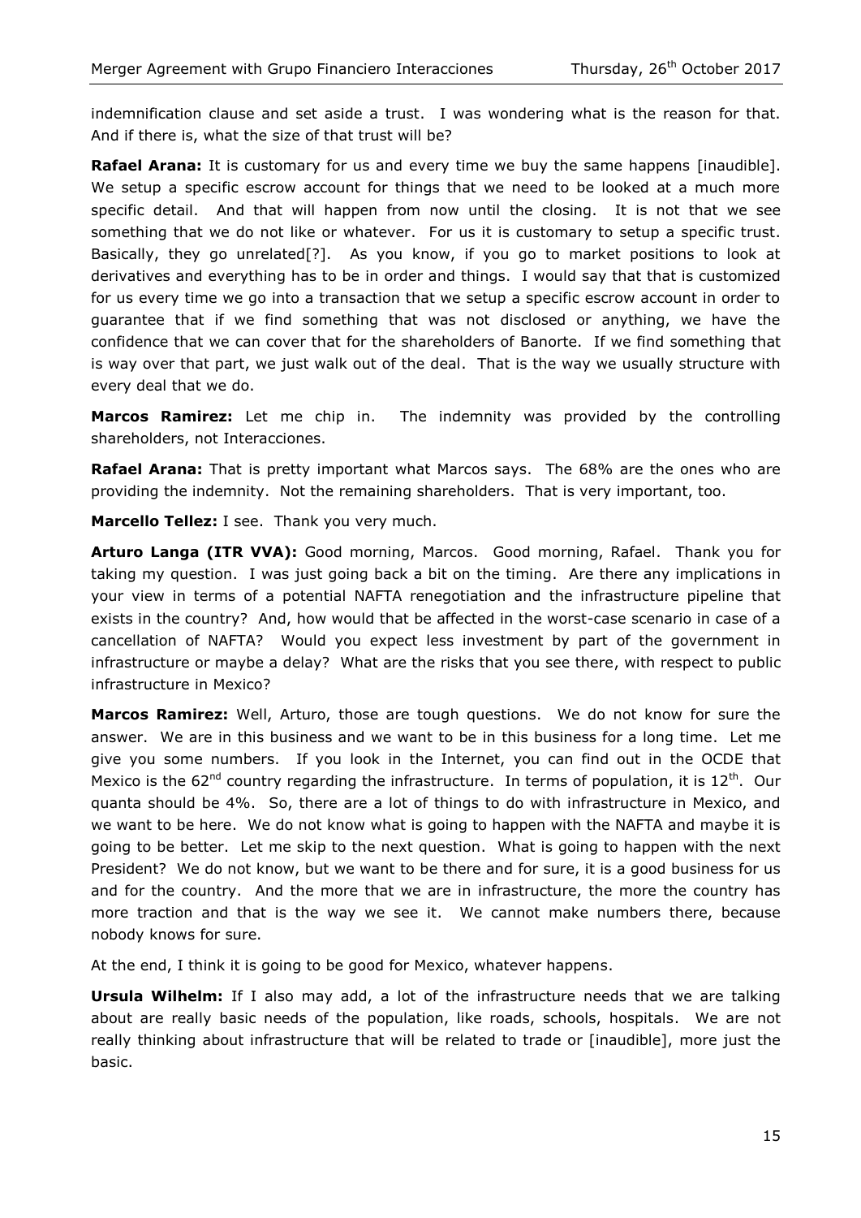indemnification clause and set aside a trust. I was wondering what is the reason for that. And if there is, what the size of that trust will be?

**Rafael Arana:** It is customary for us and every time we buy the same happens [inaudible]. We setup a specific escrow account for things that we need to be looked at a much more specific detail. And that will happen from now until the closing. It is not that we see something that we do not like or whatever. For us it is customary to setup a specific trust. Basically, they go unrelated[?]. As you know, if you go to market positions to look at derivatives and everything has to be in order and things. I would say that that is customized for us every time we go into a transaction that we setup a specific escrow account in order to guarantee that if we find something that was not disclosed or anything, we have the confidence that we can cover that for the shareholders of Banorte. If we find something that is way over that part, we just walk out of the deal. That is the way we usually structure with every deal that we do.

**Marcos Ramirez:** Let me chip in. The indemnity was provided by the controlling shareholders, not Interacciones.

**Rafael Arana:** That is pretty important what Marcos says. The 68% are the ones who are providing the indemnity. Not the remaining shareholders. That is very important, too.

**Marcello Tellez:** I see. Thank you very much.

**Arturo Langa (ITR VVA):** Good morning, Marcos. Good morning, Rafael. Thank you for taking my question. I was just going back a bit on the timing. Are there any implications in your view in terms of a potential NAFTA renegotiation and the infrastructure pipeline that exists in the country? And, how would that be affected in the worst-case scenario in case of a cancellation of NAFTA? Would you expect less investment by part of the government in infrastructure or maybe a delay? What are the risks that you see there, with respect to public infrastructure in Mexico?

**Marcos Ramirez:** Well, Arturo, those are tough questions. We do not know for sure the answer. We are in this business and we want to be in this business for a long time. Let me give you some numbers. If you look in the Internet, you can find out in the OCDE that Mexico is the 62nd country regarding the infrastructure. In terms of population, it is 12th. Our quanta should be 4%. So, there are a lot of things to do with infrastructure in Mexico, and we want to be here. We do not know what is going to happen with the NAFTA and maybe it is going to be better. Let me skip to the next question. What is going to happen with the next President? We do not know, but we want to be there and for sure, it is a good business for us and for the country. And the more that we are in infrastructure, the more the country has more traction and that is the way we see it. We cannot make numbers there, because nobody knows for sure.

At the end, I think it is going to be good for Mexico, whatever happens.

**Ursula Wilhelm:** If I also may add, a lot of the infrastructure needs that we are talking about are really basic needs of the population, like roads, schools, hospitals. We are not really thinking about infrastructure that will be related to trade or [inaudible], more just the basic.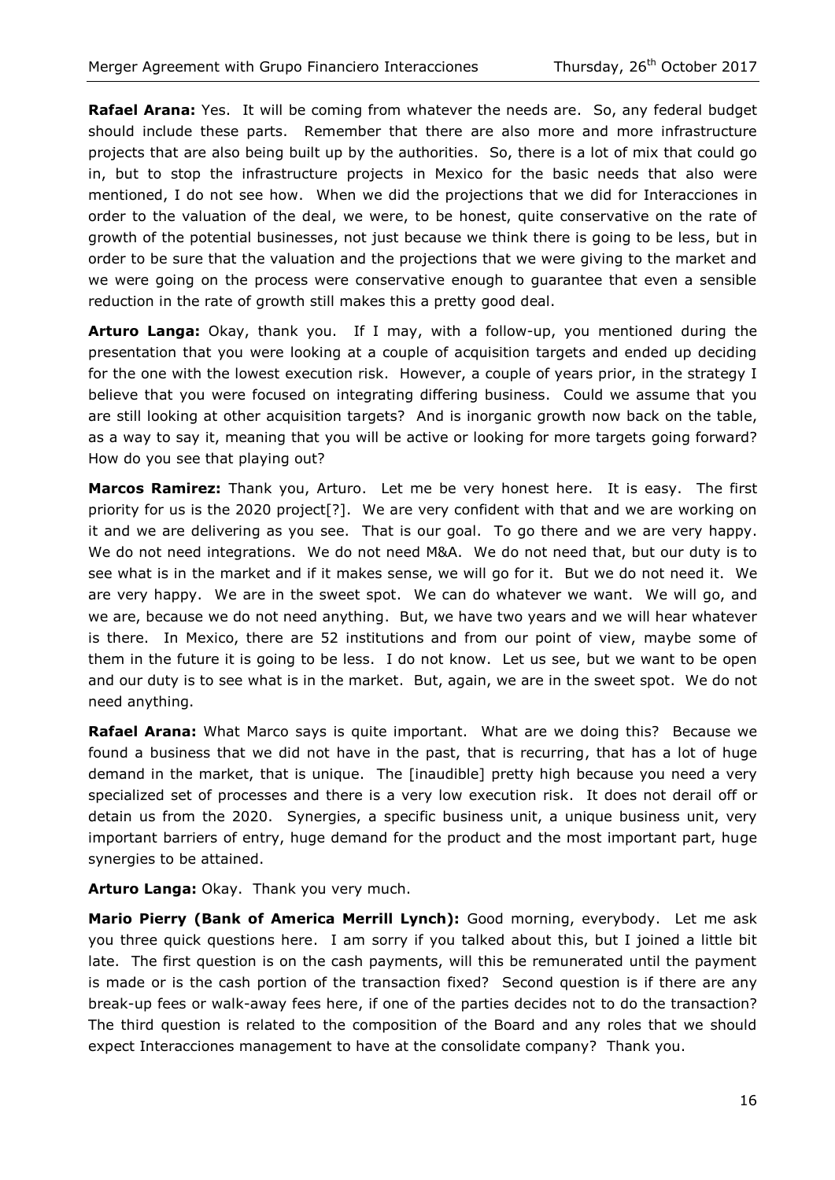**Rafael Arana:** Yes. It will be coming from whatever the needs are. So, any federal budget should include these parts. Remember that there are also more and more infrastructure projects that are also being built up by the authorities. So, there is a lot of mix that could go in, but to stop the infrastructure projects in Mexico for the basic needs that also were mentioned, I do not see how. When we did the projections that we did for Interacciones in order to the valuation of the deal, we were, to be honest, quite conservative on the rate of growth of the potential businesses, not just because we think there is going to be less, but in order to be sure that the valuation and the projections that we were giving to the market and we were going on the process were conservative enough to guarantee that even a sensible reduction in the rate of growth still makes this a pretty good deal.

**Arturo Langa:** Okay, thank you. If I may, with a follow-up, you mentioned during the presentation that you were looking at a couple of acquisition targets and ended up deciding for the one with the lowest execution risk. However, a couple of years prior, in the strategy I believe that you were focused on integrating differing business. Could we assume that you are still looking at other acquisition targets? And is inorganic growth now back on the table, as a way to say it, meaning that you will be active or looking for more targets going forward? How do you see that playing out?

**Marcos Ramirez:** Thank you, Arturo. Let me be very honest here. It is easy. The first priority for us is the 2020 project[?]. We are very confident with that and we are working on it and we are delivering as you see. That is our goal. To go there and we are very happy. We do not need integrations. We do not need M&A. We do not need that, but our duty is to see what is in the market and if it makes sense, we will go for it. But we do not need it. We are very happy. We are in the sweet spot. We can do whatever we want. We will go, and we are, because we do not need anything. But, we have two years and we will hear whatever is there. In Mexico, there are 52 institutions and from our point of view, maybe some of them in the future it is going to be less. I do not know. Let us see, but we want to be open and our duty is to see what is in the market. But, again, we are in the sweet spot. We do not need anything.

**Rafael Arana:** What Marco says is quite important. What are we doing this? Because we found a business that we did not have in the past, that is recurring, that has a lot of huge demand in the market, that is unique. The [inaudible] pretty high because you need a very specialized set of processes and there is a very low execution risk. It does not derail off or detain us from the 2020. Synergies, a specific business unit, a unique business unit, very important barriers of entry, huge demand for the product and the most important part, huge synergies to be attained.

**Arturo Langa:** Okay. Thank you very much.

**Mario Pierry (Bank of America Merrill Lynch):** Good morning, everybody. Let me ask you three quick questions here. I am sorry if you talked about this, but I joined a little bit late. The first question is on the cash payments, will this be remunerated until the payment is made or is the cash portion of the transaction fixed? Second question is if there are any break-up fees or walk-away fees here, if one of the parties decides not to do the transaction? The third question is related to the composition of the Board and any roles that we should expect Interacciones management to have at the consolidate company? Thank you.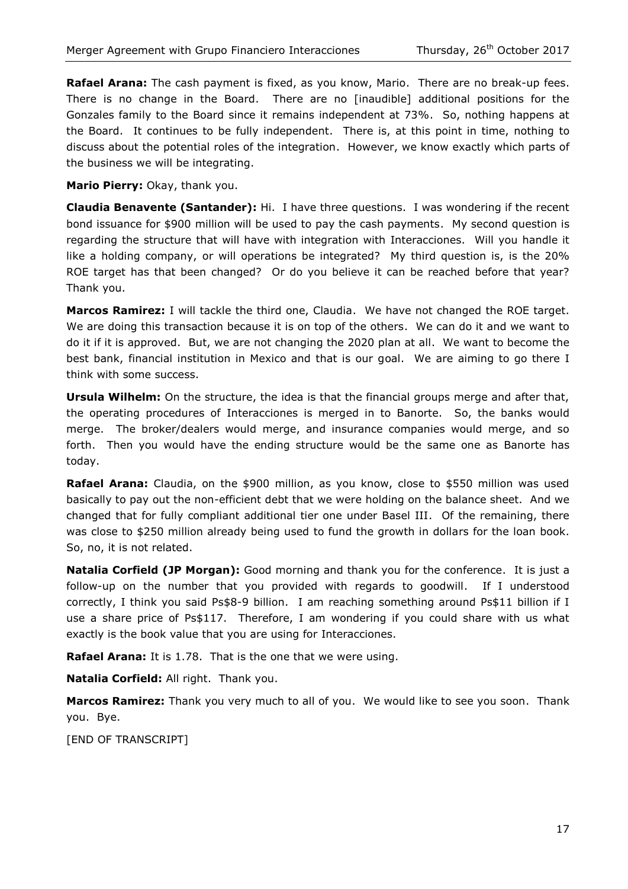**Rafael Arana:** The cash payment is fixed, as you know, Mario. There are no break-up fees. There is no change in the Board. There are no [inaudible] additional positions for the Gonzales family to the Board since it remains independent at 73%. So, nothing happens at the Board. It continues to be fully independent. There is, at this point in time, nothing to discuss about the potential roles of the integration. However, we know exactly which parts of the business we will be integrating.

**Mario Pierry:** Okay, thank you.

**Claudia Benavente (Santander):** Hi. I have three questions. I was wondering if the recent bond issuance for $900 million will be used to pay the cash payments. My second question is regarding the structure that will have with integration with Interacciones. Will you handle it like a holding company, or will operations be integrated? My third question is, is the 20% ROE target has that been changed? Or do you believe it can be reached before that year? Thank you.

**Marcos Ramirez:** I will tackle the third one, Claudia. We have not changed the ROE target. We are doing this transaction because it is on top of the others. We can do it and we want to do it if it is approved. But, we are not changing the 2020 plan at all. We want to become the best bank, financial institution in Mexico and that is our goal. We are aiming to go there I think with some success.

**Ursula Wilhelm:** On the structure, the idea is that the financial groups merge and after that, the operating procedures of Interacciones is merged in to Banorte. So, the banks would merge. The broker/dealers would merge, and insurance companies would merge, and so forth. Then you would have the ending structure would be the same one as Banorte has today.

**Rafael Arana:** Claudia, on the $900 million, as you know, close to $550 million was used basically to pay out the non-efficient debt that we were holding on the balance sheet. And we changed that for fully compliant additional tier one under Basel III. Of the remaining, there was close to $250 million already being used to fund the growth in dollars for the loan book. So, no, it is not related.

**Natalia Corfield (JP Morgan):** Good morning and thank you for the conference. It is just a follow-up on the number that you provided with regards to goodwill. If I understood correctly, I think you said Ps$8-9 billion. I am reaching something around Ps$11 billion if I use a share price of Ps$117. Therefore, I am wondering if you could share with us what exactly is the book value that you are using for Interacciones.

**Rafael Arana:** It is 1.78. That is the one that we were using.

**Natalia Corfield:** All right. Thank you.

**Marcos Ramirez:** Thank you very much to all of you. We would like to see you soon. Thank you. Bye.

[END OF TRANSCRIPT]